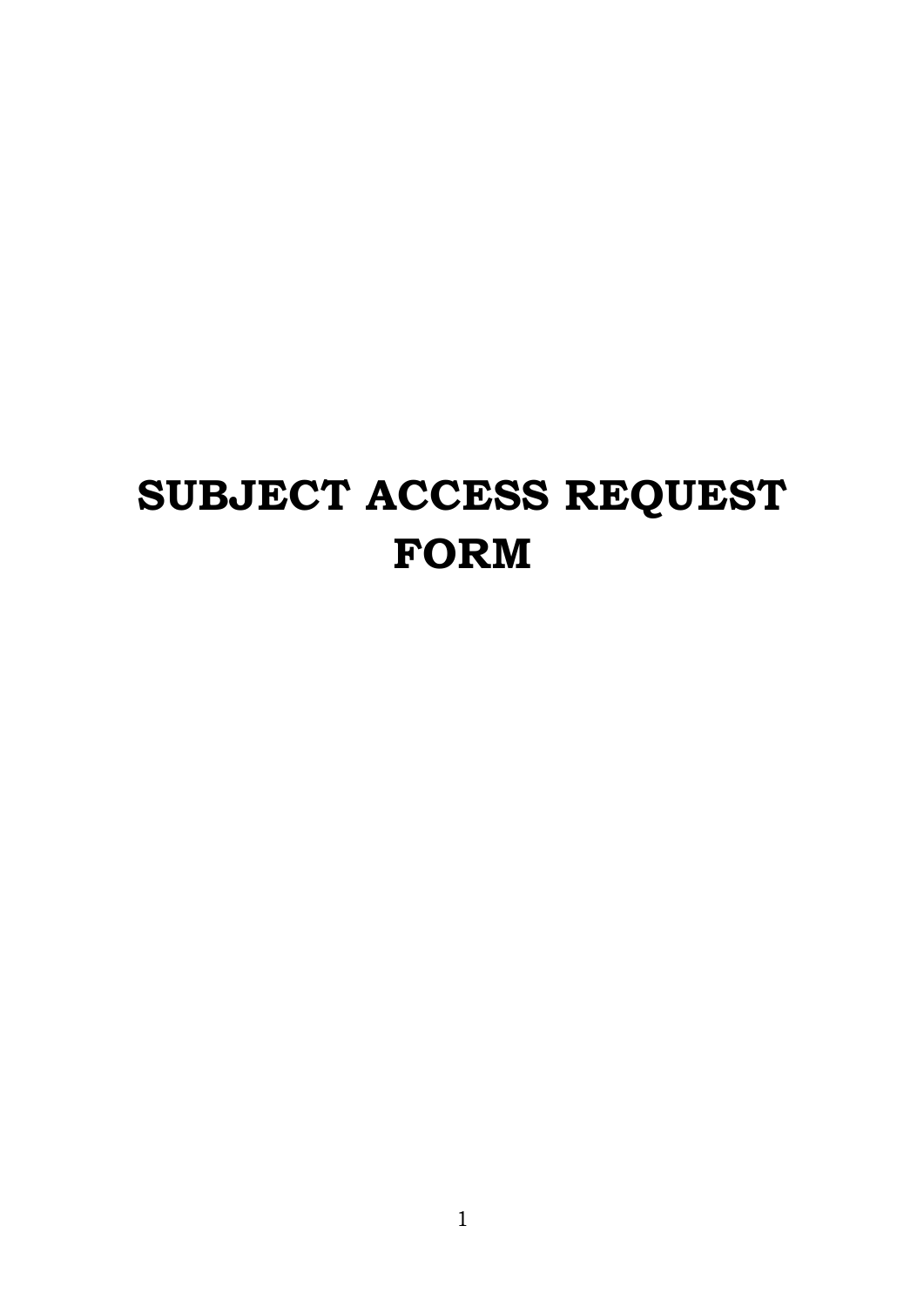# SUBJECT ACCESS REQUEST FORM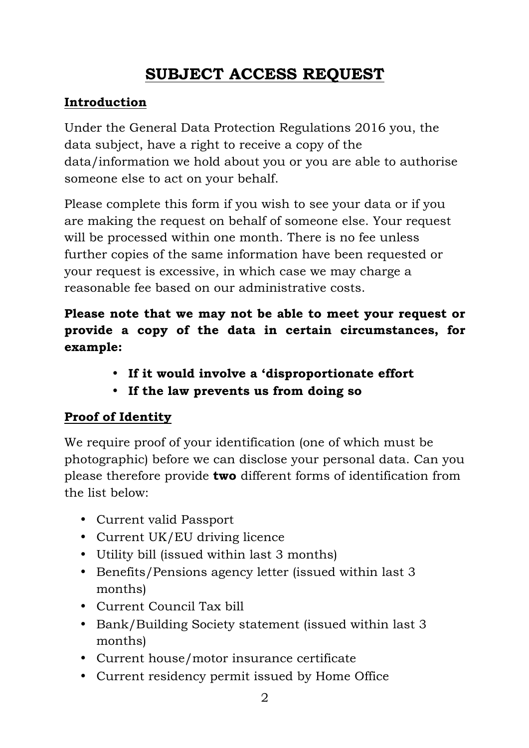# SUBJECT ACCESS REQUEST

## Introduction

Under the General Data Protection Regulations 2016 you, the data subject, have a right to receive a copy of the data/information we hold about you or you are able to authorise someone else to act on your behalf.

Please complete this form if you wish to see your data or if you are making the request on behalf of someone else. Your request will be processed within one month. There is no fee unless further copies of the same information have been requested or your request is excessive, in which case we may charge a reasonable fee based on our administrative costs.

**Please note that we may not be able to meet your request or provide a copy of the data in certain circumstances, for example:**

- **If it would involve a 'disproportionate effort**
- **If the law prevents us from doing so**

## Proof of Identity

We require proof of your identification (one of which must be photographic) before we can disclose your personal data. Can you please therefore provide **two** different forms of identification from the list below:

- Current valid Passport
- Current UK/EU driving licence
- Utility bill (issued within last 3 months)
- Benefits/Pensions agency letter (issued within last 3 months)
- Current Council Tax bill
- Bank/Building Society statement (issued within last 3 months)
- Current house/motor insurance certificate
- Current residency permit issued by Home Office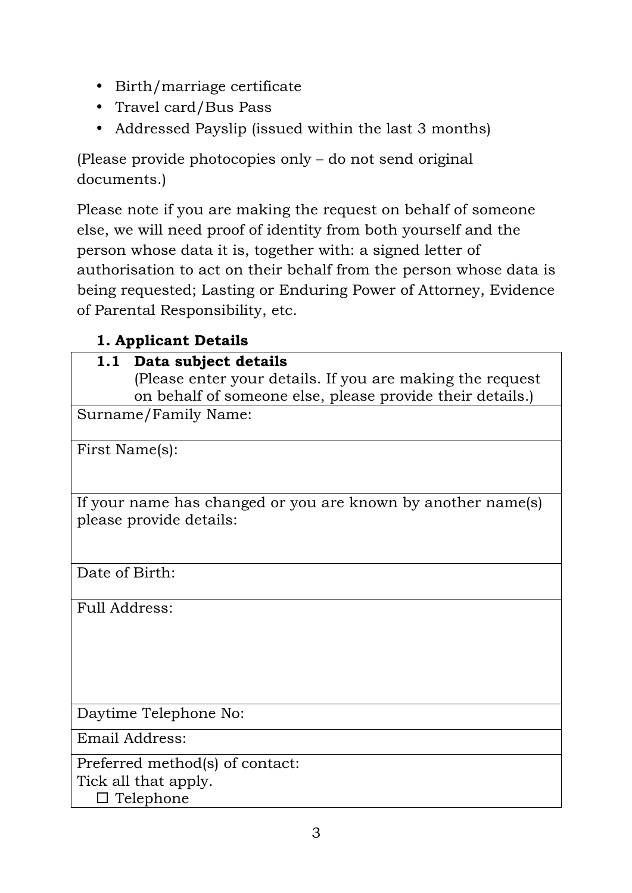- Birth/marriage certificate
- Travel card/Bus Pass
- Addressed Payslip (issued within the last 3 months)

(Please provide photocopies only – do not send original documents.)

Please note if you are making the request on behalf of someone else, we will need proof of identity from both yourself and the person whose data it is, together with: a signed letter of authorisation to act on their behalf from the person whose data is being requested; Lasting or Enduring Power of Attorney, Evidence of Parental Responsibility, etc.

### 1. Applicant Details

| **1.1 Data subject details** (Please enter your details. If you are making the request on behalf of someone else, please provide their details.) |
|---|
| Surname/Family Name: |
| First Name(s): |
| If your name has changed or you are known by another name(s) please provide details: |
| Date of Birth: |
| Full Address: |
| Daytime Telephone No: |
| Email Address: |
| Preferred method(s) of contact: Tick all that apply. ☐ Telephone |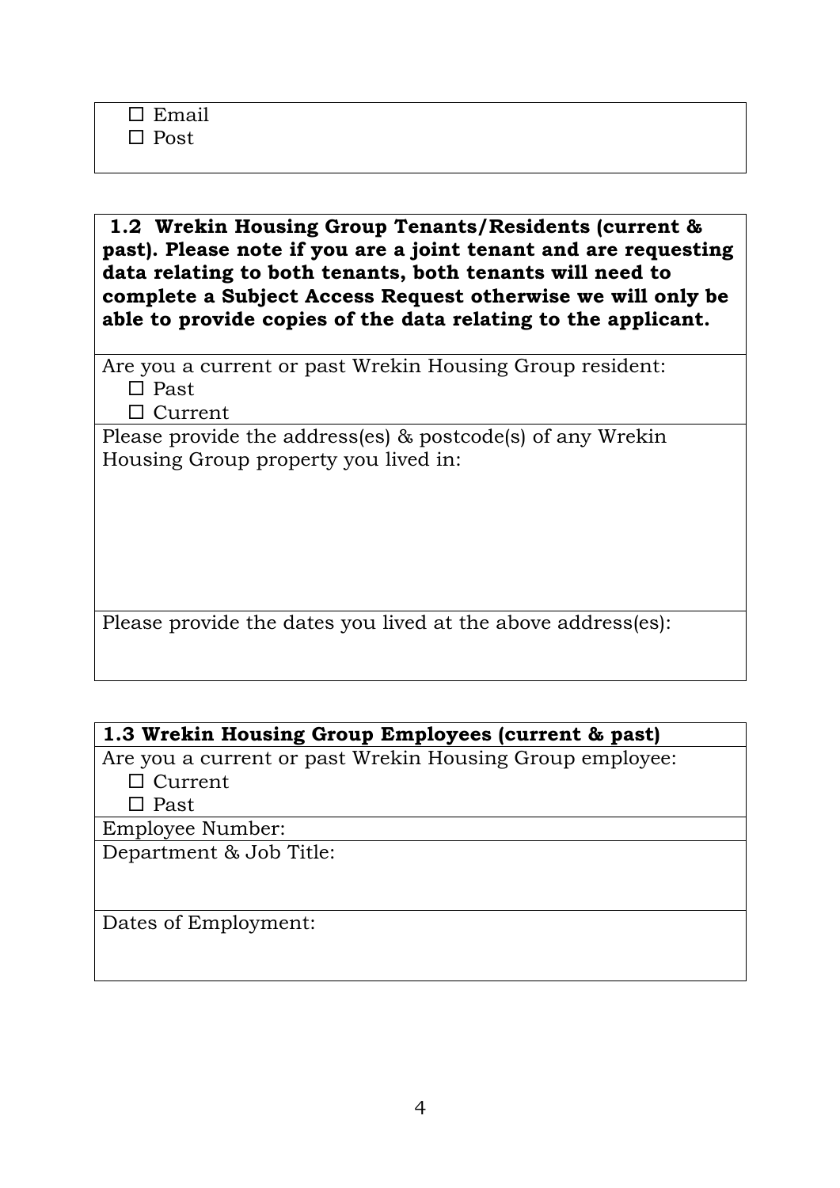☐ Email
☐ Post

| **1.2 Wrekin Housing Group Tenants/Residents (current & past). Please note if you are a joint tenant and are requesting data relating to both tenants, both tenants will need to complete a Subject Access Request otherwise we will only be able to provide copies of the data relating to the applicant.** |
| --- |
| Are you a current or past Wrekin Housing Group resident:<br>☐ Past<br>☐ Current |
| Please provide the address(es) & postcode(s) of any Wrekin Housing Group property you lived in: |
| Please provide the dates you lived at the above address(es): |

| **1.3 Wrekin Housing Group Employees (current & past)** |
| --- |
| Are you a current or past Wrekin Housing Group employee:<br>☐ Current<br>☐ Past |
| Employee Number: |
| Department & Job Title: |
| Dates of Employment: |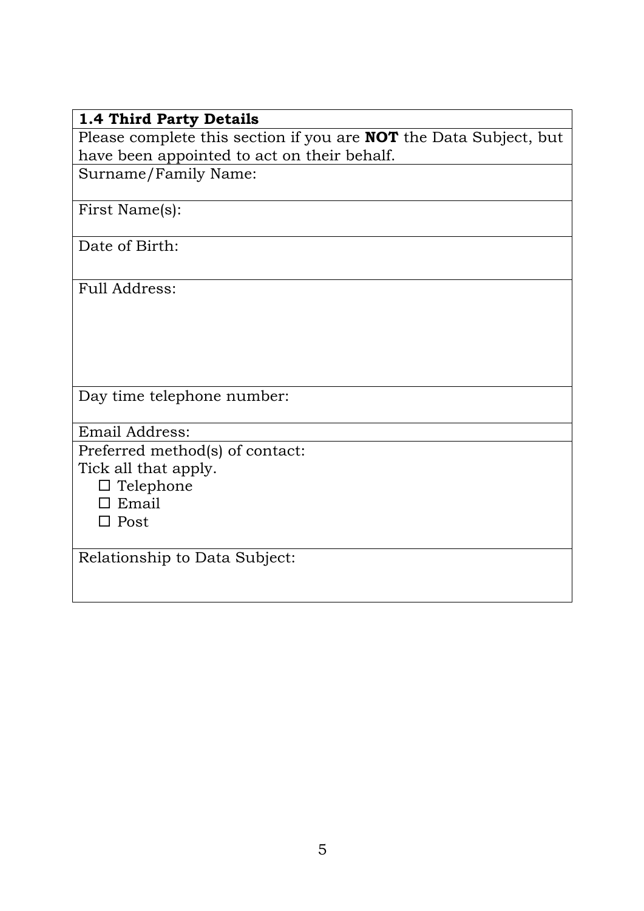| **1.4 Third Party Details** |
|---|
| Please complete this section if you are **NOT** the Data Subject, but have been appointed to act on their behalf. |
| Surname/Family Name: |
| First Name(s): |
| Date of Birth: |
| Full Address: |
| Day time telephone number: |
| Email Address: |
| Preferred method(s) of contact:<br>Tick all that apply.<br>☐ Telephone<br>☐ Email<br>☐ Post |
| Relationship to Data Subject: |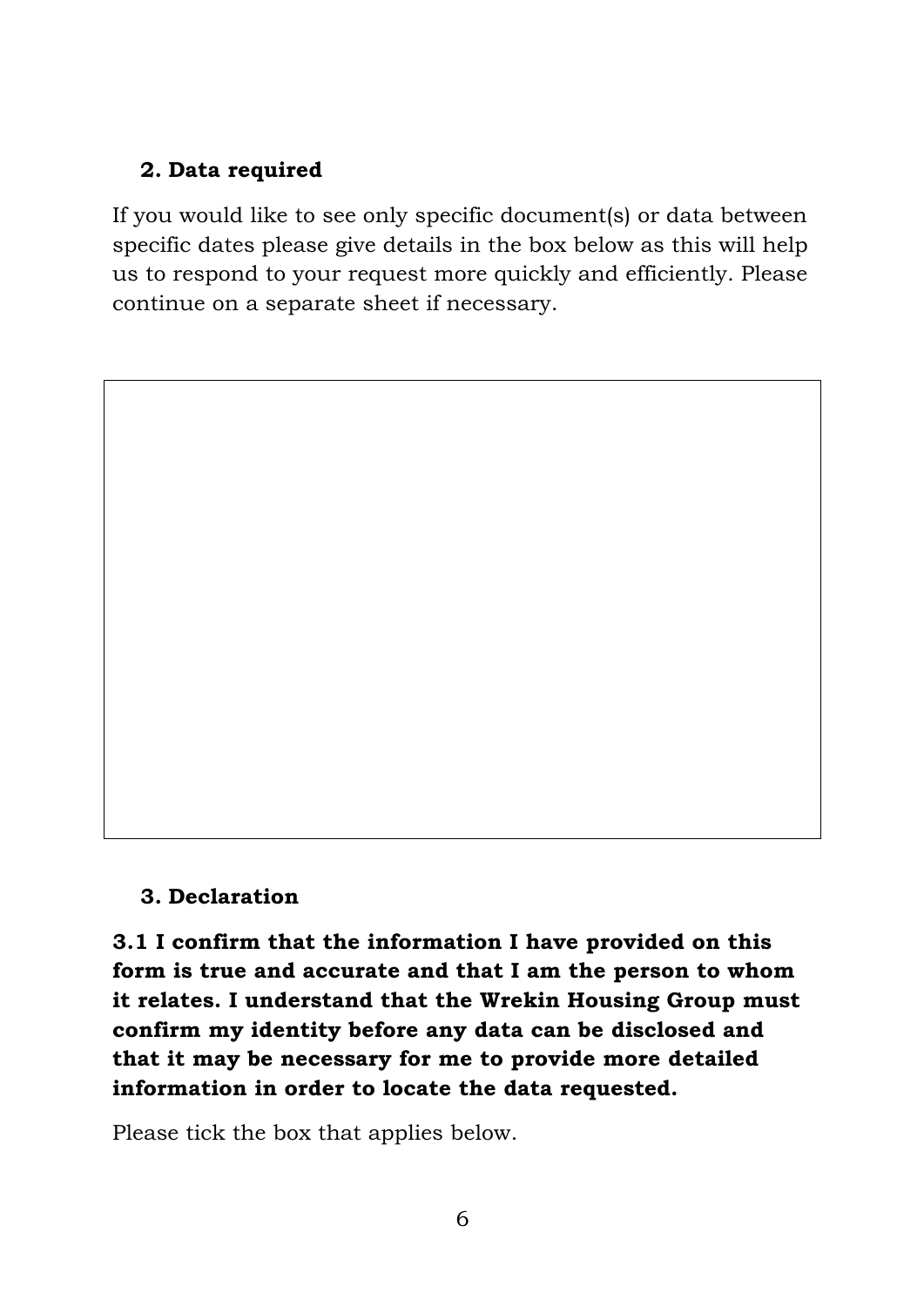## 2. Data required

If you would like to see only specific document(s) or data between specific dates please give details in the box below as this will help us to respond to your request more quickly and efficiently. Please continue on a separate sheet if necessary.

|   |
|---|
|   |

## 3. Declaration

**3.1 I confirm that the information I have provided on this form is true and accurate and that I am the person to whom it relates. I understand that the Wrekin Housing Group must confirm my identity before any data can be disclosed and that it may be necessary for me to provide more detailed information in order to locate the data requested.**

Please tick the box that applies below.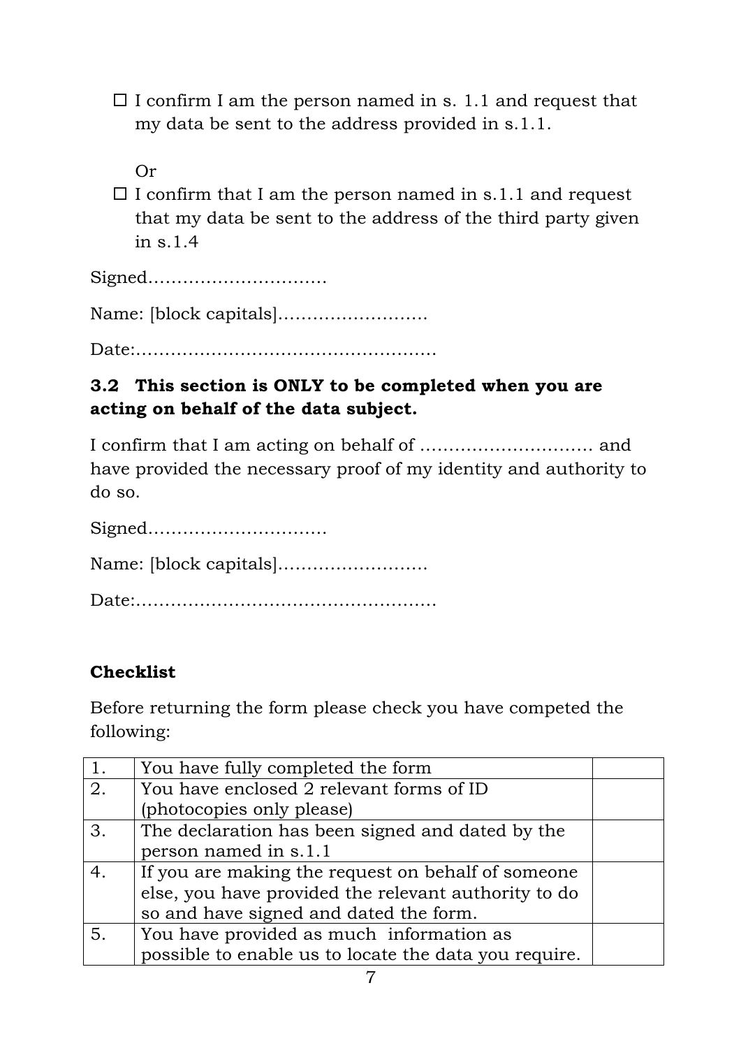- ☐ I confirm I am the person named in s. 1.1 and request that my data be sent to the address provided in s.1.1.

  Or

- ☐ I confirm that I am the person named in s.1.1 and request that my data be sent to the address of the third party given in s.1.4

Signed…………………………

Name: [block capitals]…………………….

Date:……………………………………………

### 3.2 This section is ONLY to be completed when you are acting on behalf of the data subject.

I confirm that I am acting on behalf of ……………………….. and have provided the necessary proof of my identity and authority to do so.

Signed…………………………

Name: [block capitals]…………………….

Date:……………………………………………

### Checklist

Before returning the form please check you have competed the following:

| | | |
|---|---|---|
| 1. | You have fully completed the form | |
| 2. | You have enclosed 2 relevant forms of ID (photocopies only please) | |
| 3. | The declaration has been signed and dated by the person named in s.1.1 | |
| 4. | If you are making the request on behalf of someone else, you have provided the relevant authority to do so and have signed and dated the form. | |
| 5. | You have provided as much information as possible to enable us to locate the data you require. | |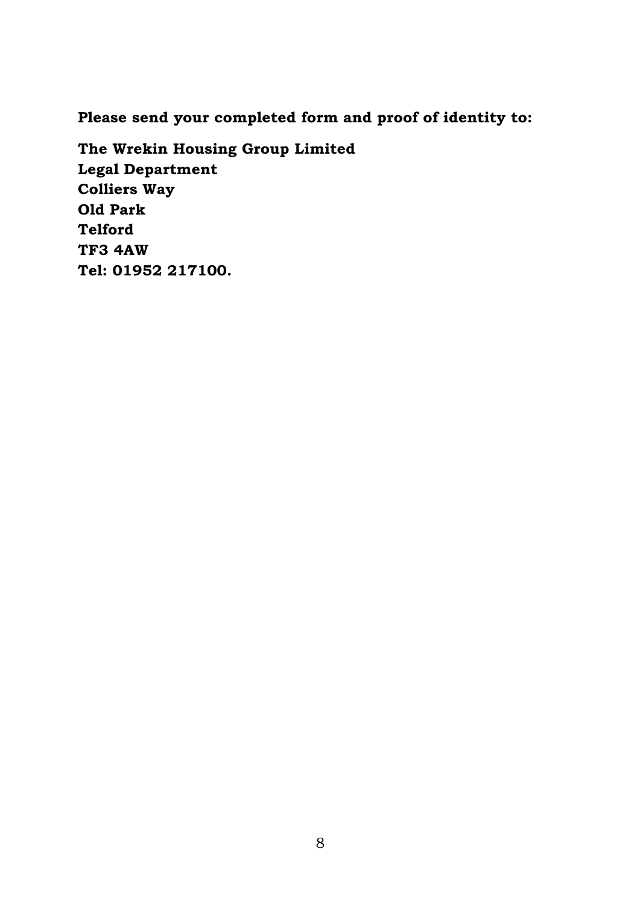**Please send your completed form and proof of identity to:**

**The Wrekin Housing Group Limited**
**Legal Department**
**Colliers Way**
**Old Park**
**Telford**
**TF3 4AW**
**Tel: 01952 217100.**